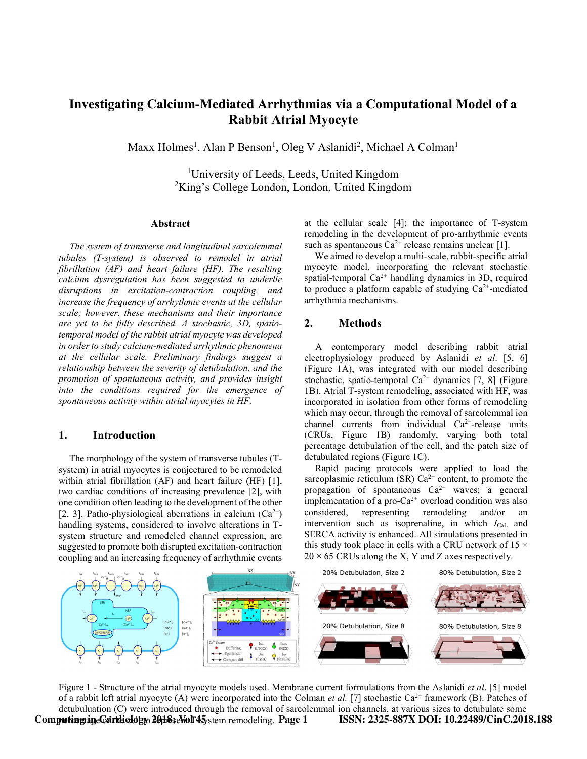# Investigating Calcium-Mediated Arrhythmias via a Computational Model of a Rabbit Atrial Myocyte

Maxx Holmes[1], Alan P Benson[1], Oleg V Aslanidi[2], Michael A Colman[1]

[1]University of Leeds, Leeds, United Kingdom
[2]King's College London, London, United Kingdom

## Abstract

*The system of transverse and longitudinal sarcolemmal tubules (T-system) is observed to remodel in atrial fibrillation (AF) and heart failure (HF). The resulting calcium dysregulation has been suggested to underlie disruptions in excitation-contraction coupling, and increase the frequency of arrhythmic events at the cellular scale; however, these mechanisms and their importance are yet to be fully described. A stochastic, 3D, spatio-temporal model of the rabbit atrial myocyte was developed in order to study calcium-mediated arrhythmic phenomena at the cellular scale. Preliminary findings suggest a relationship between the severity of detubulation, and the promotion of spontaneous activity, and provides insight into the conditions required for the emergence of spontaneous activity within atrial myocytes in HF.*

## 1. Introduction

The morphology of the system of transverse tubules (T-system) in atrial myocytes is conjectured to be remodeled within atrial fibrillation (AF) and heart failure (HF) [1], two cardiac conditions of increasing prevalence [2], with one condition often leading to the development of the other [2, 3]. Patho-physiological aberrations in calcium ($Ca^{2+}$) handling systems, considered to involve alterations in T-system structure and remodeled channel expression, are suggested to promote both disrupted excitation-contraction coupling and an increasing frequency of arrhythmic events at the cellular scale [4]; the importance of T-system remodeling in the development of pro-arrhythmic events such as spontaneous $Ca^{2+}$ release remains unclear [1].

We aimed to develop a multi-scale, rabbit-specific atrial myocyte model, incorporating the relevant stochastic spatial-temporal $Ca^{2+}$ handling dynamics in 3D, required to produce a platform capable of studying $Ca^{2+}$-mediated arrhythmia mechanisms.

## 2. Methods

A contemporary model describing rabbit atrial electrophysiology produced by Aslanidi *et al*. [5, 6] (Figure 1A), was integrated with our model describing stochastic, spatio-temporal $Ca^{2+}$ dynamics [7, 8] (Figure 1B). Atrial T-system remodeling, associated with HF, was incorporated in isolation from other forms of remodeling which may occur, through the removal of sarcolemmal ion channel currents from individual $Ca^{2+}$-release units (CRUs, Figure 1B) randomly, varying both total percentage detubulation of the cell, and the patch size of detubulated regions (Figure 1C).

Rapid pacing protocols were applied to load the sarcoplasmic reticulum (SR) $Ca^{2+}$ content, to promote the propagation of spontaneous $Ca^{2+}$ waves; a general implementation of a pro-$Ca^{2+}$ overload condition was also considered, representing remodeling and/or an intervention such as isoprenaline, in which $I_{CaL}$ and SERCA activity is enhanced. All simulations presented in this study took place in cells with a CRU network of 15 × 20 × 65 CRUs along the X, Y and Z axes respectively.

Figure 1 - Structure of the atrial myocyte models used. Membrane current formulations from the Aslanidi *et al*. [5] model of a rabbit left atrial myocyte (A) were incorporated into the Colman *et al.* [7] stochastic $Ca^{2+}$ framework (B). Patches of detubuluation (C) were introduced through the removal of sarcolemmal ion channels, at various sizes to detubulate some percentage of the cell to represent T-system remodeling.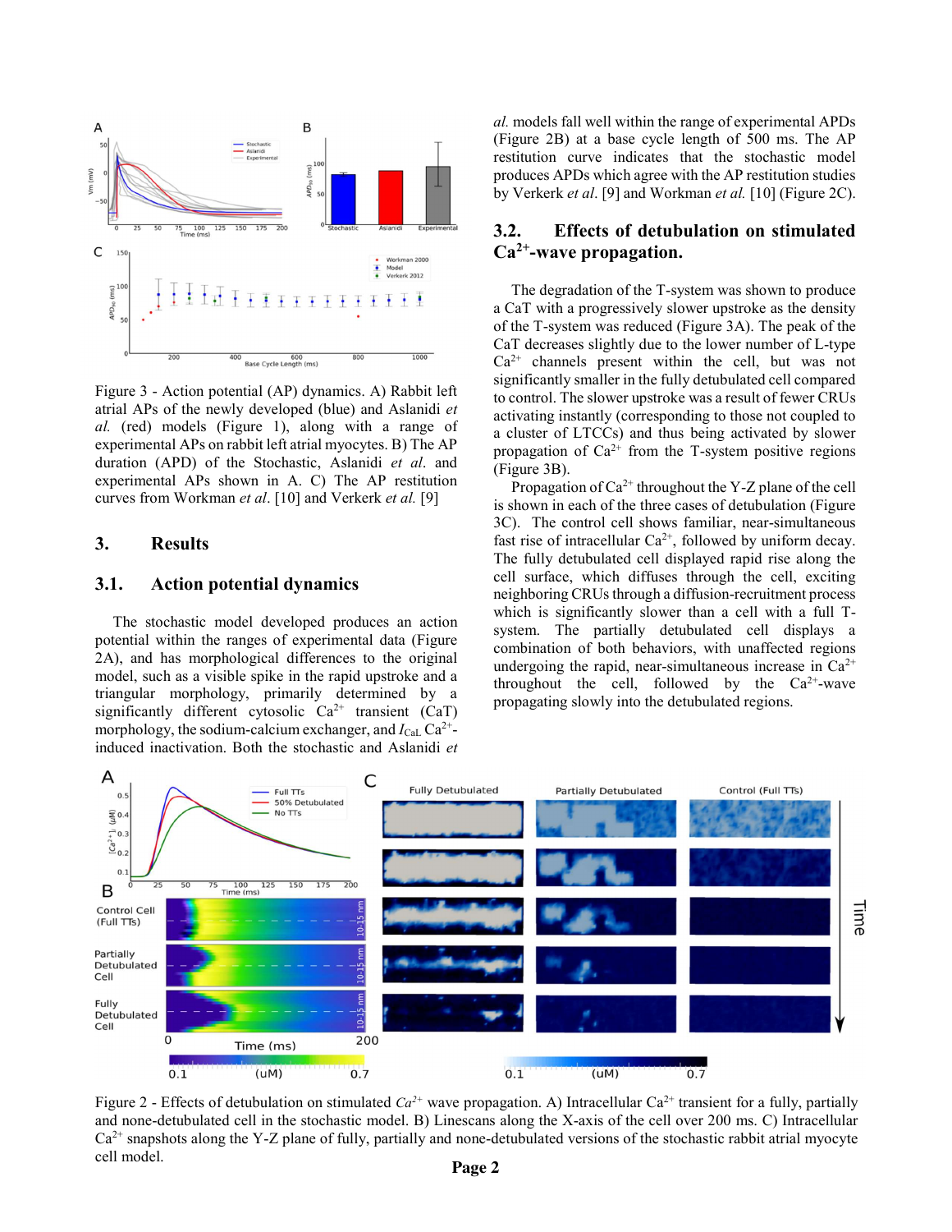Figure 3 - Action potential (AP) dynamics. A) Rabbit left atrial APs of the newly developed (blue) and Aslanidi *et al.* (red) models (Figure 1), along with a range of experimental APs on rabbit left atrial myocytes. B) The AP duration (APD) of the Stochastic, Aslanidi *et al*. and experimental APs shown in A. C) The AP restitution curves from Workman *et al*. [10] and Verkerk *et al.* [9]

## 3. Results

### 3.1. Action potential dynamics

The stochastic model developed produces an action potential within the ranges of experimental data (Figure 2A), and has morphological differences to the original model, such as a visible spike in the rapid upstroke and a triangular morphology, primarily determined by a significantly different cytosolic $Ca^{2+}$ transient (CaT) morphology, the sodium-calcium exchanger, and $I_{CaL}$ $Ca^{2+}$-induced inactivation. Both the stochastic and Aslanidi *et al.* models fall well within the range of experimental APDs (Figure 2B) at a base cycle length of 500 ms. The AP restitution curve indicates that the stochastic model produces APDs which agree with the AP restitution studies by Verkerk *et al*. [9] and Workman *et al.* [10] (Figure 2C).

### 3.2. Effects of detubulation on stimulated $Ca^{2+}$-wave propagation.

The degradation of the T-system was shown to produce a CaT with a progressively slower upstroke as the density of the T-system was reduced (Figure 3A). The peak of the CaT decreases slightly due to the lower number of L-type $Ca^{2+}$ channels present within the cell, but was not significantly smaller in the fully detubulated cell compared to control. The slower upstroke was a result of fewer CRUs activating instantly (corresponding to those not coupled to a cluster of LTCCs) and thus being activated by slower propagation of $Ca^{2+}$ from the T-system positive regions (Figure 3B).

Propagation of $Ca^{2+}$ throughout the Y-Z plane of the cell is shown in each of the three cases of detubulation (Figure 3C). The control cell shows familiar, near-simultaneous fast rise of intracellular $Ca^{2+}$, followed by uniform decay. The fully detubulated cell displayed rapid rise along the cell surface, which diffuses through the cell, exciting neighboring CRUs through a diffusion-recruitment process which is significantly slower than a cell with a full T-system. The partially detubulated cell displays a combination of both behaviors, with unaffected regions undergoing the rapid, near-simultaneous increase in $Ca^{2+}$ throughout the cell, followed by the $Ca^{2+}$-wave propagating slowly into the detubulated regions.

Figure 2 - Effects of detubulation on stimulated $Ca^{2+}$ wave propagation. A) Intracellular $Ca^{2+}$ transient for a fully, partially and none-detubulated cell in the stochastic model. B) Linescans along the X-axis of the cell over 200 ms. C) Intracellular $Ca^{2+}$ snapshots along the Y-Z plane of fully, partially and none-detubulated versions of the stochastic rabbit atrial myocyte cell model.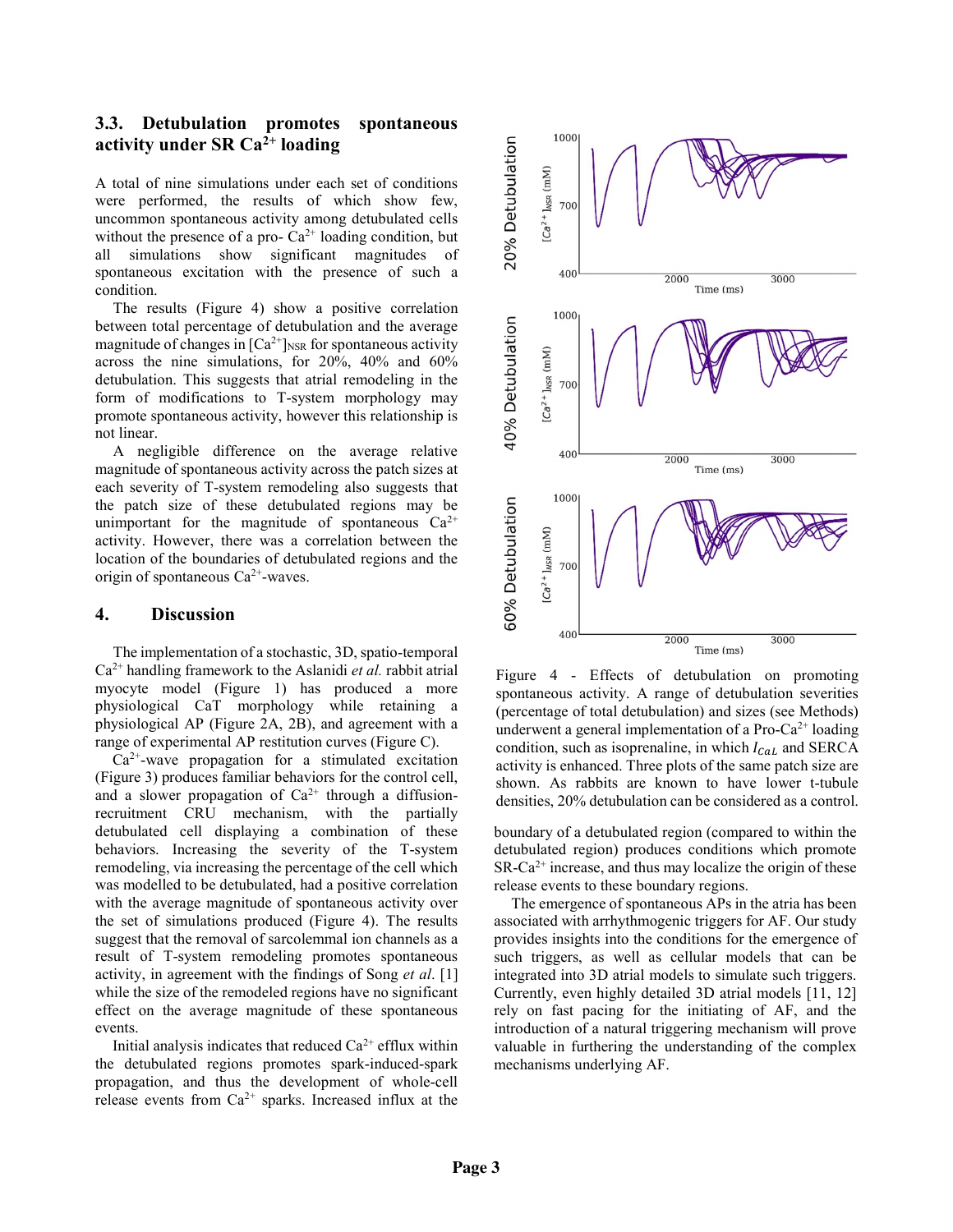### 3.3. Detubulation promotes spontaneous activity under SR $Ca^{2+}$ loading

A total of nine simulations under each set of conditions were performed, the results of which show few, uncommon spontaneous activity among detubulated cells without the presence of a pro- $Ca^{2+}$ loading condition, but all simulations show significant magnitudes of spontaneous excitation with the presence of such a condition.

The results (Figure 4) show a positive correlation between total percentage of detubulation and the average magnitude of changes in $[Ca^{2+}]_{NSR}$ for spontaneous activity across the nine simulations, for 20%, 40% and 60% detubulation. This suggests that atrial remodeling in the form of modifications to T-system morphology may promote spontaneous activity, however this relationship is not linear.

A negligible difference on the average relative magnitude of spontaneous activity across the patch sizes at each severity of T-system remodeling also suggests that the patch size of these detubulated regions may be unimportant for the magnitude of spontaneous $Ca^{2+}$ activity. However, there was a correlation between the location of the boundaries of detubulated regions and the origin of spontaneous $Ca^{2+}$-waves.

## 4. Discussion

The implementation of a stochastic, 3D, spatio-temporal $Ca^{2+}$ handling framework to the Aslanidi *et al.* rabbit atrial myocyte model (Figure 1) has produced a more physiological CaT morphology while retaining a physiological AP (Figure 2A, 2B), and agreement with a range of experimental AP restitution curves (Figure C).

$Ca^{2+}$-wave propagation for a stimulated excitation (Figure 3) produces familiar behaviors for the control cell, and a slower propagation of $Ca^{2+}$ through a diffusion-recruitment CRU mechanism, with the partially detubulated cell displaying a combination of these behaviors. Increasing the severity of the T-system remodeling, via increasing the percentage of the cell which was modelled to be detubulated, had a positive correlation with the average magnitude of spontaneous activity over the set of simulations produced (Figure 4). The results suggest that the removal of sarcolemmal ion channels as a result of T-system remodeling promotes spontaneous activity, in agreement with the findings of Song *et al.* [1] while the size of the remodeled regions have no significant effect on the average magnitude of these spontaneous events.

Initial analysis indicates that reduced $Ca^{2+}$ efflux within the detubulated regions promotes spark-induced-spark propagation, and thus the development of whole-cell release events from $Ca^{2+}$ sparks. Increased influx at the boundary of a detubulated region (compared to within the detubulated region) produces conditions which promote SR-$Ca^{2+}$ increase, and thus may localize the origin of these release events to these boundary regions.

The emergence of spontaneous APs in the atria has been associated with arrhythmogenic triggers for AF. Our study provides insights into the conditions for the emergence of such triggers, as well as cellular models that can be integrated into 3D atrial models to simulate such triggers. Currently, even highly detailed 3D atrial models [11, 12] rely on fast pacing for the initiating of AF, and the introduction of a natural triggering mechanism will prove valuable in furthering the understanding of the complex mechanisms underlying AF.

Figure 4 - Effects of detubulation on promoting spontaneous activity. A range of detubulation severities (percentage of total detubulation) and sizes (see Methods) underwent a general implementation of a Pro-$Ca^{2+}$ loading condition, such as isoprenaline, in which $I_{CaL}$ and SERCA activity is enhanced. Three plots of the same patch size are shown. As rabbits are known to have lower t-tubule densities, 20% detubulation can be considered as a control.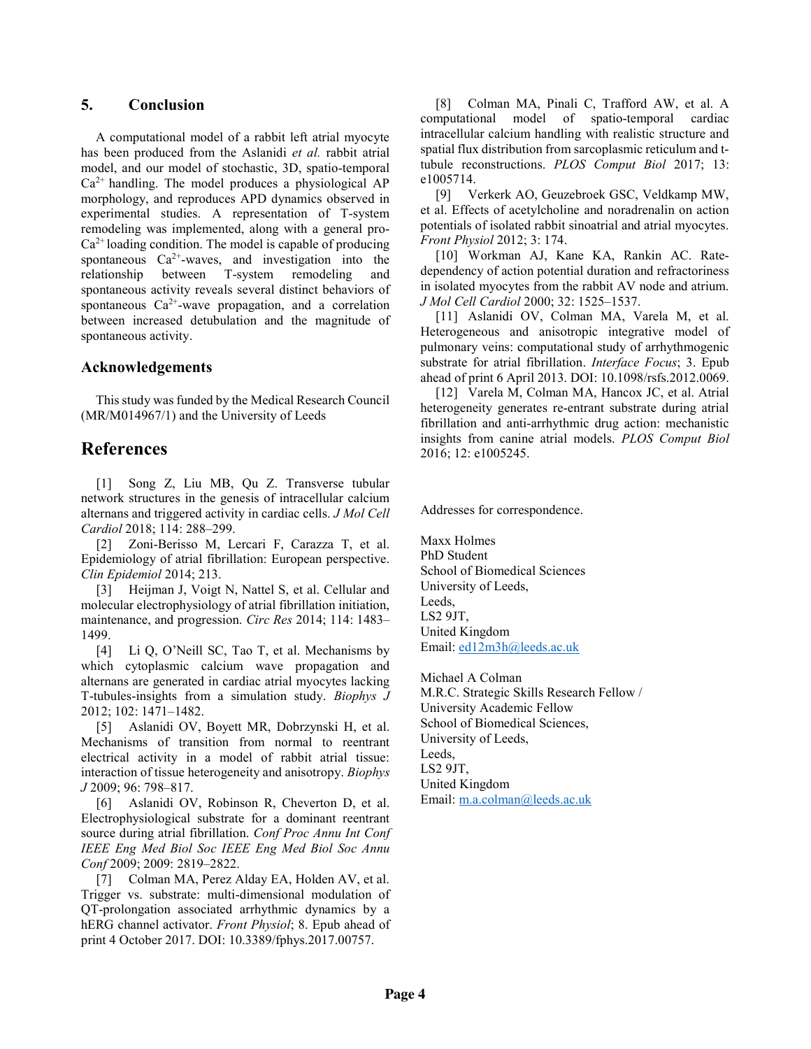## 5. Conclusion

A computational model of a rabbit left atrial myocyte has been produced from the Aslanidi *et al.* rabbit atrial model, and our model of stochastic, 3D, spatio-temporal $Ca^{2+}$ handling. The model produces a physiological AP morphology, and reproduces APD dynamics observed in experimental studies. A representation of T-system remodeling was implemented, along with a general pro-$Ca^{2+}$ loading condition. The model is capable of producing spontaneous $Ca^{2+}$-waves, and investigation into the relationship between T-system remodeling and spontaneous activity reveals several distinct behaviors of spontaneous $Ca^{2+}$-wave propagation, and a correlation between increased detubulation and the magnitude of spontaneous activity.

## Acknowledgements

This study was funded by the Medical Research Council (MR/M014967/1) and the University of Leeds

# References

[1] Song Z, Liu MB, Qu Z. Transverse tubular network structures in the genesis of intracellular calcium alternans and triggered activity in cardiac cells. *J Mol Cell Cardiol* 2018; 114: 288–299.

[2] Zoni-Berisso M, Lercari F, Carazza T, et al. Epidemiology of atrial fibrillation: European perspective. *Clin Epidemiol* 2014; 213.

[3] Heijman J, Voigt N, Nattel S, et al. Cellular and molecular electrophysiology of atrial fibrillation initiation, maintenance, and progression. *Circ Res* 2014; 114: 1483–1499.

[4] Li Q, O'Neill SC, Tao T, et al. Mechanisms by which cytoplasmic calcium wave propagation and alternans are generated in cardiac atrial myocytes lacking T-tubules-insights from a simulation study. *Biophys J* 2012; 102: 1471–1482.

[5] Aslanidi OV, Boyett MR, Dobrzynski H, et al. Mechanisms of transition from normal to reentrant electrical activity in a model of rabbit atrial tissue: interaction of tissue heterogeneity and anisotropy. *Biophys J* 2009; 96: 798–817.

[6] Aslanidi OV, Robinson R, Cheverton D, et al. Electrophysiological substrate for a dominant reentrant source during atrial fibrillation. *Conf Proc Annu Int Conf IEEE Eng Med Biol Soc IEEE Eng Med Biol Soc Annu Conf* 2009; 2009: 2819–2822.

[7] Colman MA, Perez Alday EA, Holden AV, et al. Trigger vs. substrate: multi-dimensional modulation of QT-prolongation associated arrhythmic dynamics by a hERG channel activator. *Front Physiol*; 8. Epub ahead of print 4 October 2017. DOI: 10.3389/fphys.2017.00757.

[8] Colman MA, Pinali C, Trafford AW, et al. A computational model of spatio-temporal cardiac intracellular calcium handling with realistic structure and spatial flux distribution from sarcoplasmic reticulum and t-tubule reconstructions. *PLOS Comput Biol* 2017; 13: e1005714.

[9] Verkerk AO, Geuzebroek GSC, Veldkamp MW, et al. Effects of acetylcholine and noradrenalin on action potentials of isolated rabbit sinoatrial and atrial myocytes. *Front Physiol* 2012; 3: 174.

[10] Workman AJ, Kane KA, Rankin AC. Rate-dependency of action potential duration and refractoriness in isolated myocytes from the rabbit AV node and atrium. *J Mol Cell Cardiol* 2000; 32: 1525–1537.

[11] Aslanidi OV, Colman MA, Varela M, et al. Heterogeneous and anisotropic integrative model of pulmonary veins: computational study of arrhythmogenic substrate for atrial fibrillation. *Interface Focus*; 3. Epub ahead of print 6 April 2013. DOI: 10.1098/rsfs.2012.0069.

[12] Varela M, Colman MA, Hancox JC, et al. Atrial heterogeneity generates re-entrant substrate during atrial fibrillation and anti-arrhythmic drug action: mechanistic insights from canine atrial models. *PLOS Comput Biol* 2016; 12: e1005245.

Addresses for correspondence.

Maxx Holmes
PhD Student
School of Biomedical Sciences
University of Leeds,
Leeds,
LS2 9JT,
United Kingdom
Email: ed12m3h@leeds.ac.uk

Michael A Colman
M.R.C. Strategic Skills Research Fellow /
University Academic Fellow
School of Biomedical Sciences,
University of Leeds,
Leeds,
LS2 9JT,
United Kingdom
Email: m.a.colman@leeds.ac.uk